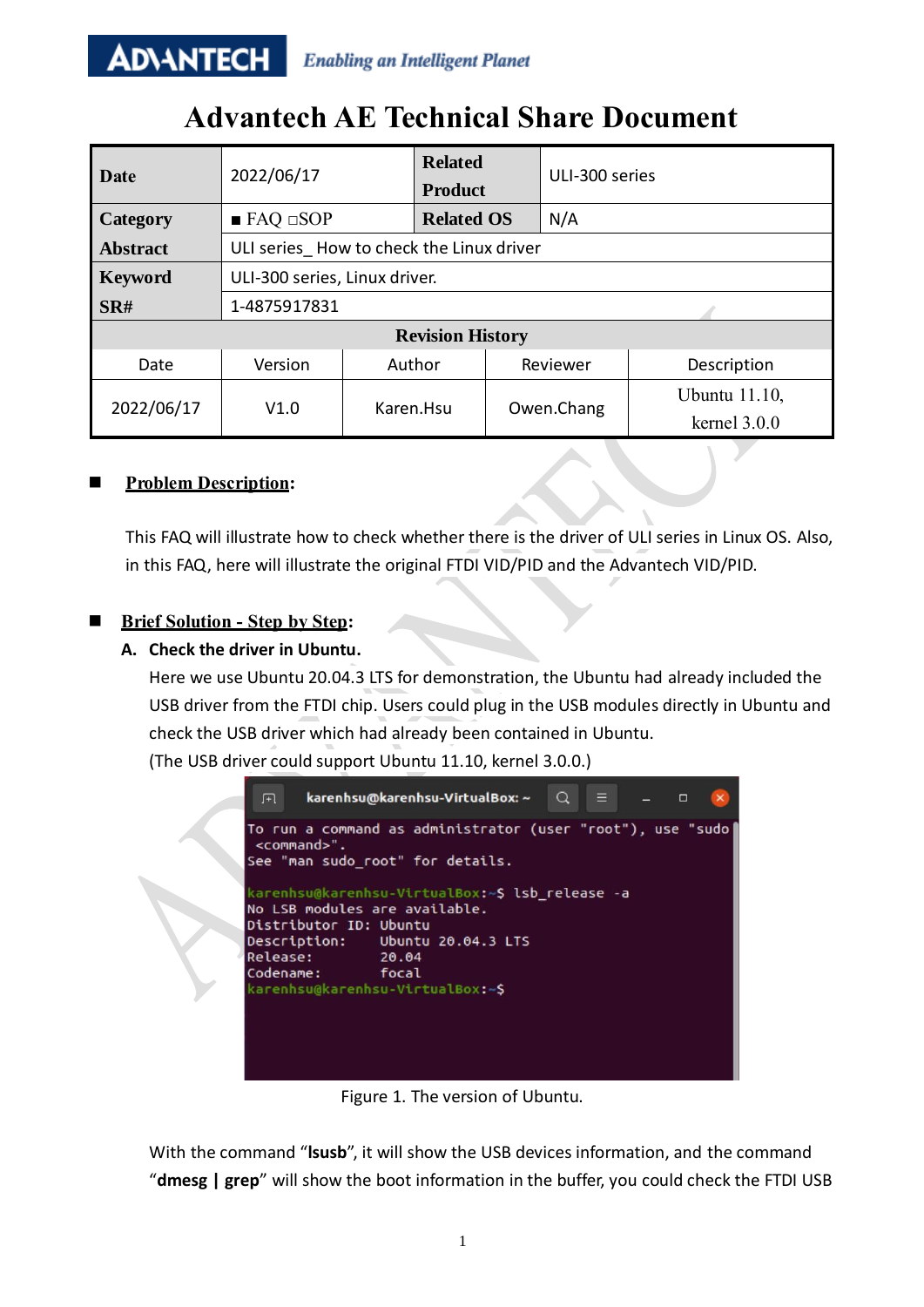# Advantech AE Technical Share Document

| Date | 2022/06/17 | | Related Product | ULI-300 series |
|---|---|---|---|---|
| Category | ■ FAQ □SOP | | Related OS | N/A |
| Abstract | ULI series_ How to check the Linux driver | | | |
| Keyword | ULI-300 series, Linux driver. | | | |
| SR# | 1-4875917831 | | | |
| **Revision History** | | | | |
| Date | Version | Author | Reviewer | Description |
| 2022/06/17 | V1.0 | Karen.Hsu | Owen.Chang | Ubuntu 11.10, kernel 3.0.0 |

- **Problem Description:**

  This FAQ will illustrate how to check whether there is the driver of ULI series in Linux OS. Also, in this FAQ, here will illustrate the original FTDI VID/PID and the Advantech VID/PID.

- **Brief Solution - Step by Step:**

  **A. Check the driver in Ubuntu.**

  Here we use Ubuntu 20.04.3 LTS for demonstration, the Ubuntu had already included the USB driver from the FTDI chip. Users could plug in the USB modules directly in Ubuntu and check the USB driver which had already been contained in Ubuntu.
  (The USB driver could support Ubuntu 11.10, kernel 3.0.0.)

```
karenhsu@karenhsu-VirtualBox: ~
To run a command as administrator (user "root"), use "sudo <command>".
See "man sudo_root" for details.

karenhsu@karenhsu-VirtualBox:~$ lsb_release -a
No LSB modules are available.
Distributor ID: Ubuntu
Description:    Ubuntu 20.04.3 LTS
Release:        20.04
Codename:       focal
karenhsu@karenhsu-VirtualBox:~$
```

Figure 1. The version of Ubuntu.

With the command "**lsusb**", it will show the USB devices information, and the command "**dmesg | grep**" will show the boot information in the buffer, you could check the FTDI USB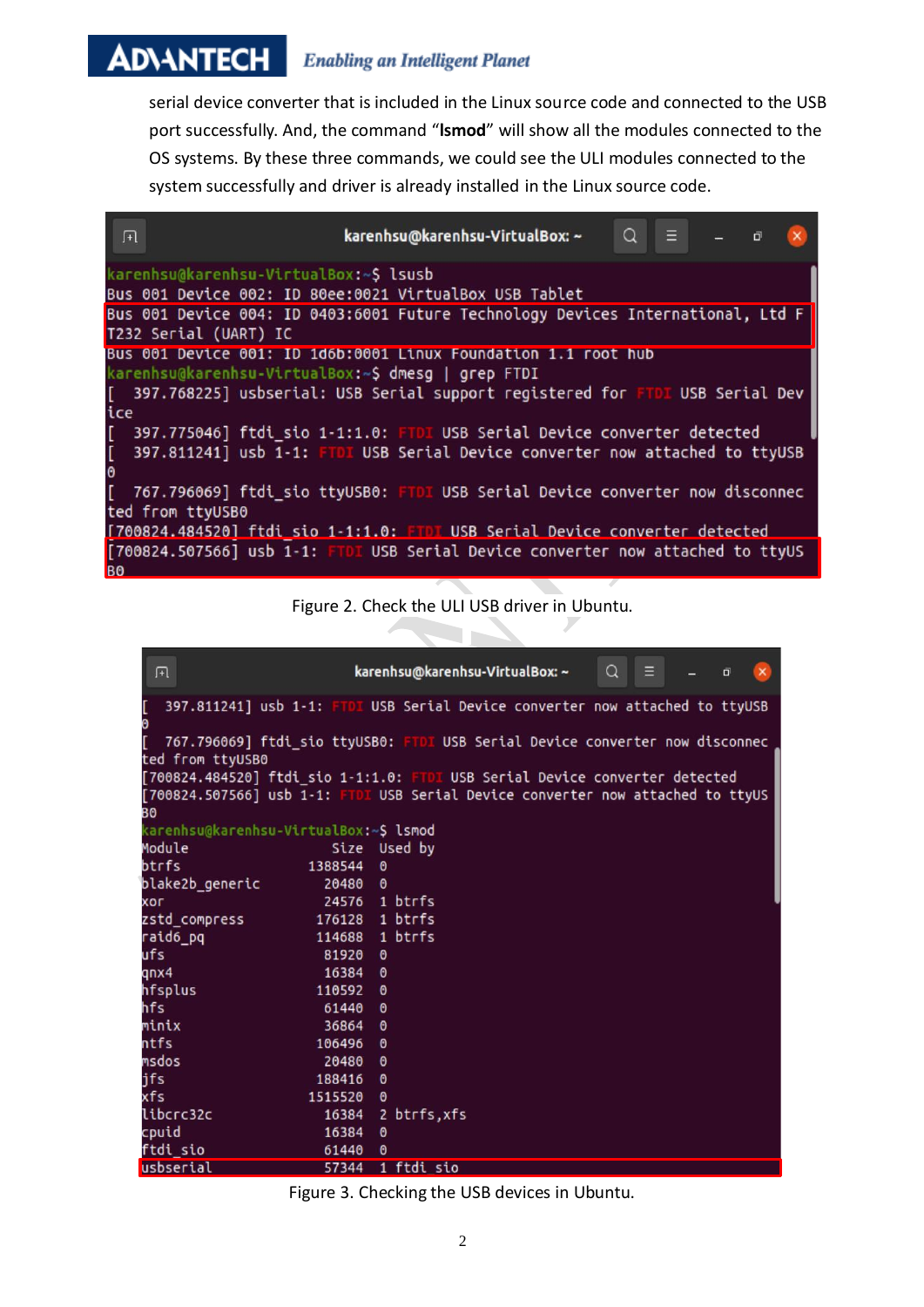serial device converter that is included in the Linux source code and connected to the USB port successfully. And, the command "**lsmod**" will show all the modules connected to the OS systems. By these three commands, we could see the ULI modules connected to the system successfully and driver is already installed in the Linux source code.

```
karenhsu@karenhsu-VirtualBox:~$ lsusb
Bus 001 Device 002: ID 80ee:0021 VirtualBox USB Tablet
Bus 001 Device 004: ID 0403:6001 Future Technology Devices International, Ltd FT232 Serial (UART) IC
Bus 001 Device 001: ID 1d6b:0001 Linux Foundation 1.1 root hub
karenhsu@karenhsu-VirtualBox:~$ dmesg | grep FTDI
[  397.768225] usbserial: USB Serial support registered for FTDI USB Serial Device
[  397.775046] ftdi_sio 1-1:1.0: FTDI USB Serial Device converter detected
[  397.811241] usb 1-1: FTDI USB Serial Device converter now attached to ttyUSB0
[  767.796069] ftdi_sio ttyUSB0: FTDI USB Serial Device converter now disconnected from ttyUSB0
[700824.484520] ftdi_sio 1-1:1.0: FTDI USB Serial Device converter detected
[700824.507566] usb 1-1: FTDI USB Serial Device converter now attached to ttyUSB0
```

Figure 2. Check the ULI USB driver in Ubuntu.

```
[  397.811241] usb 1-1: FTDI USB Serial Device converter now attached to ttyUSB0
[  767.796069] ftdi_sio ttyUSB0: FTDI USB Serial Device converter now disconnected from ttyUSB0
[700824.484520] ftdi_sio 1-1:1.0: FTDI USB Serial Device converter detected
[700824.507566] usb 1-1: FTDI USB Serial Device converter now attached to ttyUSB0
karenhsu@karenhsu-VirtualBox:~$ lsmod
Module                  Size  Used by
btrfs                1388544  0
blake2b_generic        20480  0
xor                    24576  1 btrfs
zstd_compress         176128  1 btrfs
raid6_pq              114688  1 btrfs
ufs                    81920  0
qnx4                   16384  0
hfsplus               110592  0
hfs                    61440  0
minix                  36864  0
ntfs                  106496  0
msdos                  20480  0
jfs                   188416  0
xfs                  1515520  0
libcrc32c              16384  2 btrfs,xfs
cpuid                  16384  0
ftdi_sio               61440  0
usbserial              57344  1 ftdi_sio
```

Figure 3. Checking the USB devices in Ubuntu.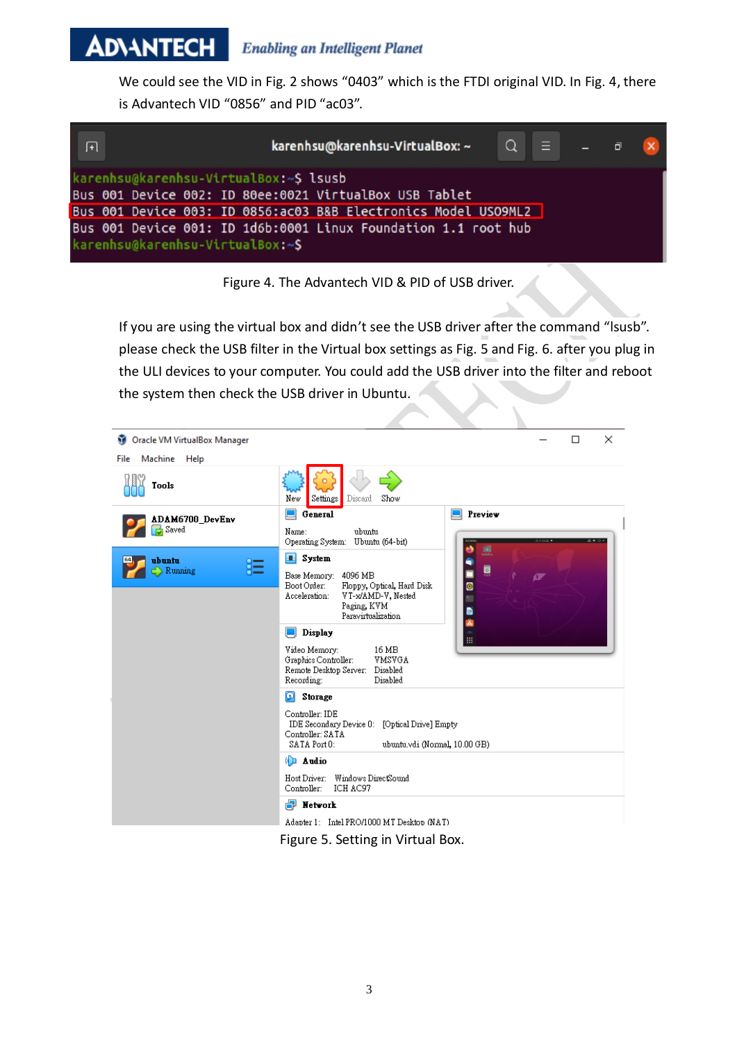We could see the VID in Fig. 2 shows “0403” which is the FTDI original VID. In Fig. 4, there is Advantech VID “0856” and PID “ac03”.

```
karenhsu@karenhsu-VirtualBox:~$ lsusb
Bus 001 Device 002: ID 80ee:0021 VirtualBox USB Tablet
Bus 001 Device 003: ID 0856:ac03 B&B Electronics Model USO9ML2
Bus 001 Device 001: ID 1d6b:0001 Linux Foundation 1.1 root hub
karenhsu@karenhsu-VirtualBox:~$
```

Figure 4. The Advantech VID & PID of USB driver.

If you are using the virtual box and didn’t see the USB driver after the command “lsusb”. please check the USB filter in the Virtual box settings as Fig. 5 and Fig. 6. after you plug in the ULI devices to your computer. You could add the USB driver into the filter and reboot the system then check the USB driver in Ubuntu.

Figure 5. Setting in Virtual Box.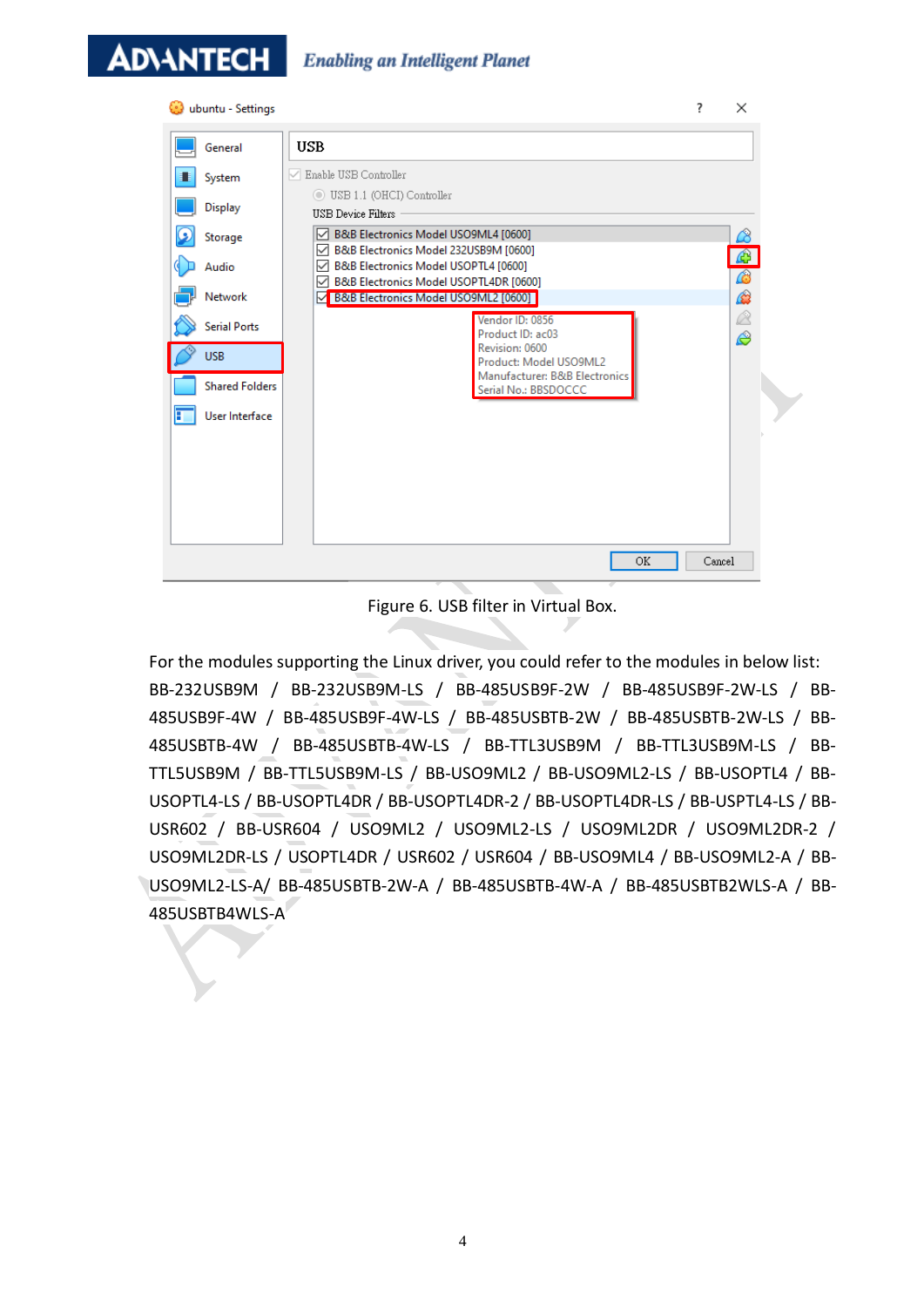Figure 6. USB filter in Virtual Box.

For the modules supporting the Linux driver, you could refer to the modules in below list: BB-232USB9M / BB-232USB9M-LS / BB-485USB9F-2W / BB-485USB9F-2W-LS / BB-485USB9F-4W / BB-485USB9F-4W-LS / BB-485USBTB-2W / BB-485USBTB-2W-LS / BB-485USBTB-4W / BB-485USBTB-4W-LS / BB-TTL3USB9M / BB-TTL3USB9M-LS / BB-TTL5USB9M / BB-TTL5USB9M-LS / BB-USO9ML2 / BB-USO9ML2-LS / BB-USOPTL4 / BB-USOPTL4-LS / BB-USOPTL4DR / BB-USOPTL4DR-2 / BB-USOPTL4DR-LS / BB-USPTL4-LS / BB-USR602 / BB-USR604 / USO9ML2 / USO9ML2-LS / USO9ML2DR / USO9ML2DR-2 / USO9ML2DR-LS / USOPTL4DR / USR602 / USR604 / BB-USO9ML4 / BB-USO9ML2-A / BB-USO9ML2-LS-A/ BB-485USBTB-2W-A / BB-485USBTB-4W-A / BB-485USBTB2WLS-A / BB-485USBTB4WLS-A